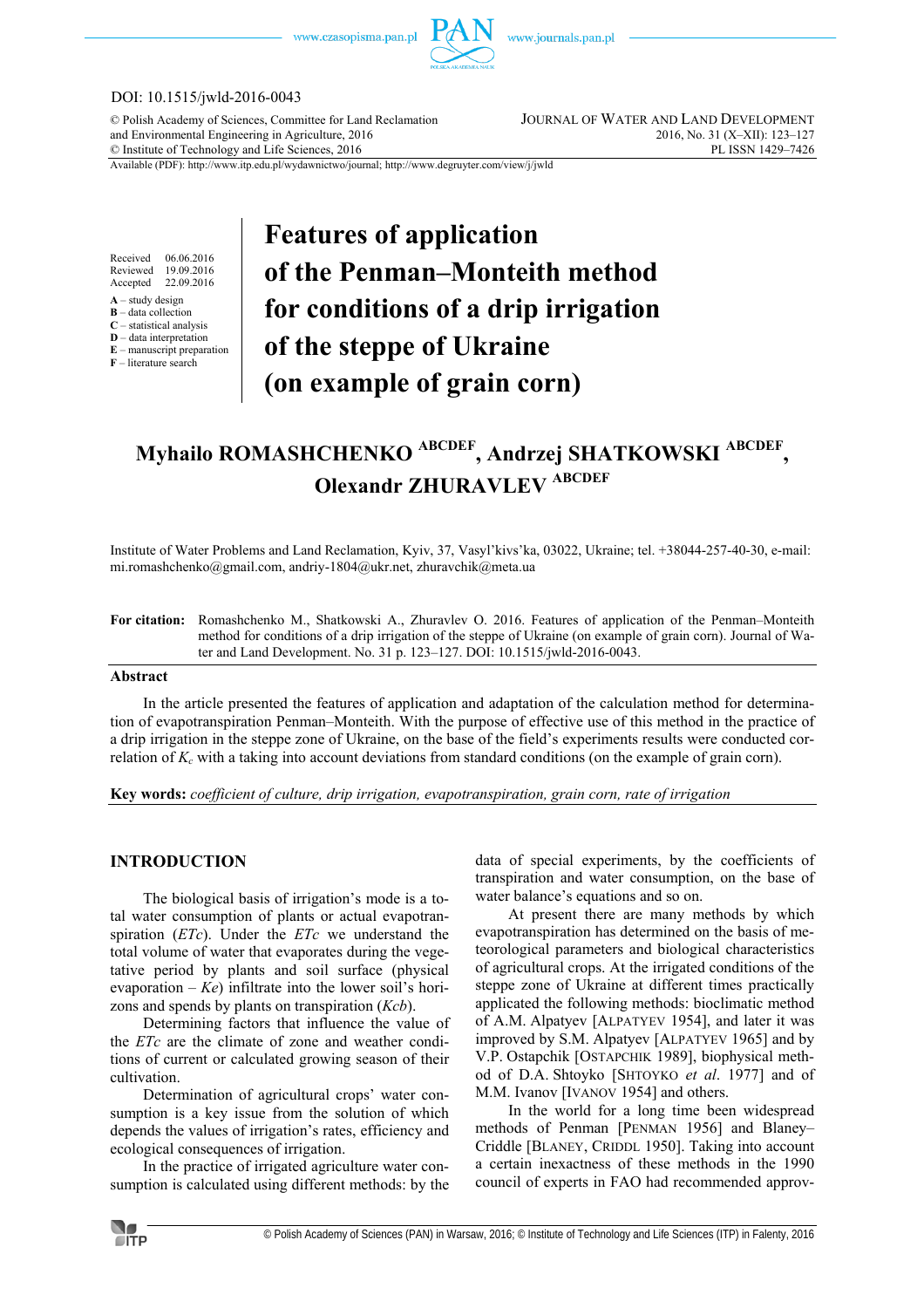DOI: 10.1515/jwld-2016-0043

© Polish Academy of Sciences, Committee for Land Reclamation and Environmental Engineering in Agriculture, 2016
© Institute of Technology and Life Sciences, 2016

JOURNAL OF WATER AND LAND DEVELOPMENT
2016, No. 31 (X–XII): 123–127
PL ISSN 1429–7426

Available (PDF): http://www.itp.edu.pl/wydawnictwo/journal; http://www.degruyter.com/view/j/jwld

Received 06.06.2016
Reviewed 19.09.2016
Accepted 22.09.2016

**A** – study design
**B** – data collection
**C** – statistical analysis
**D** – data interpretation
**E** – manuscript preparation
**F** – literature search

# Features of application of the Penman–Monteith method for conditions of a drip irrigation of the steppe of Ukraine (on example of grain corn)

**Myhailo ROMASHCHENKO [ABCDEF], Andrzej SHATKOWSKI [ABCDEF], Olexandr ZHURAVLEV [ABCDEF]**

Institute of Water Problems and Land Reclamation, Kyiv, 37, Vasyl'kivs'ka, 03022, Ukraine; tel. +38044-257-40-30, e-mail: mi.romashchenko@gmail.com, andriy-1804@ukr.net, zhuravchik@meta.ua

**For citation:** Romashchenko M., Shatkowski A., Zhuravlev O. 2016. Features of application of the Penman–Monteith method for conditions of a drip irrigation of the steppe of Ukraine (on example of grain corn). Journal of Water and Land Development. No. 31 p. 123–127. DOI: 10.1515/jwld-2016-0043.

## Abstract

In the article presented the features of application and adaptation of the calculation method for determination of evapotranspiration Penman–Monteith. With the purpose of effective use of this method in the practice of a drip irrigation in the steppe zone of Ukraine, on the base of the field's experiments results were conducted correlation of $K_c$ with a taking into account deviations from standard conditions (on the example of grain corn).

**Key words:** *coefficient of culture, drip irrigation, evapotranspiration, grain corn, rate of irrigation*

## INTRODUCTION

The biological basis of irrigation's mode is a total water consumption of plants or actual evapotranspiration (*ETc*). Under the *ETc* we understand the total volume of water that evaporates during the vegetative period by plants and soil surface (physical evaporation – *Ke*) infiltrate into the lower soil's horizons and spends by plants on transpiration (*Kcb*).

Determining factors that influence the value of the *ETc* are the climate of zone and weather conditions of current or calculated growing season of their cultivation.

Determination of agricultural crops' water consumption is a key issue from the solution of which depends the values of irrigation's rates, efficiency and ecological consequences of irrigation.

In the practice of irrigated agriculture water consumption is calculated using different methods: by the data of special experiments, by the coefficients of transpiration and water consumption, on the base of water balance's equations and so on.

At present there are many methods by which evapotranspiration has determined on the basis of meteorological parameters and biological characteristics of agricultural crops. At the irrigated conditions of the steppe zone of Ukraine at different times practically applicated the following methods: bioclimatic method of A.M. Alpatyev [ALPATYEV 1954], and later it was improved by S.M. Alpatyev [ALPATYEV 1965] and by V.P. Ostapchik [OSTAPCHIK 1989], biophysical method of D.A. Shtoyko [SHTOYKO *et al*. 1977] and of M.M. Ivanov [IVANOV 1954] and others.

In the world for a long time been widespread methods of Penman [PENMAN 1956] and Blaney–Criddle [BLANEY, CRIDDL 1950]. Taking into account a certain inexactness of these methods in the 1990 council of experts in FAO had recommended approv-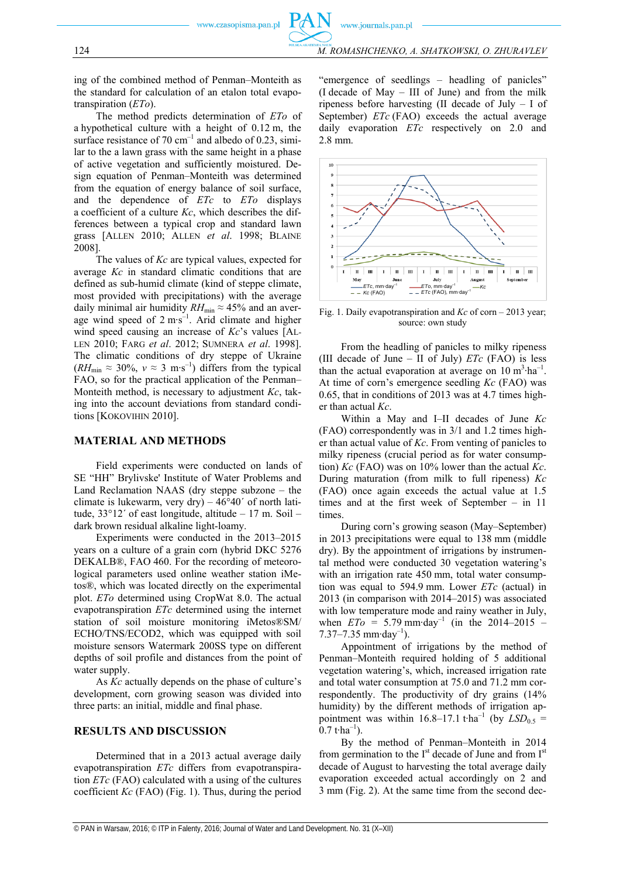ing of the combined method of Penman–Monteith as the standard for calculation of an etalon total evapotranspiration (*ETo*).

The method predicts determination of *ETo* of a hypothetical culture with a height of 0.12 m, the surface resistance of 70 $cm^{-1}$ and albedo of 0.23, similar to the a lawn grass with the same height in a phase of active vegetation and sufficiently moistured. Design equation of Penman–Monteith was determined from the equation of energy balance of soil surface, and the dependence of *ETc* to *ETo* displays a coefficient of a culture *Kc*, which describes the differences between a typical crop and standard lawn grass [ALLEN 2010; ALLEN *et al.* 1998; BLAINE 2008].

The values of *Kc* are typical values, expected for average *Kc* in standard climatic conditions that are defined as sub-humid climate (kind of steppe climate, most provided with precipitations) with the average daily minimal air humidity $RH_{min} \approx 45\%$ and an average wind speed of 2 $m \cdot s^{-1}$. Arid climate and higher wind speed causing an increase of *Kc*'s values [ALLEN 2010; FARG *et al.* 2012; SUMNERA *et al.* 1998]. The climatic conditions of dry steppe of Ukraine ($RH_{min} \approx 30\%$, $v \approx 3$ $m \cdot s^{-1}$) differs from the typical FAO, so for the practical application of the Penman–Monteith method, is necessary to adjustment *Kc*, taking into the account deviations from standard conditions [KOKOVIHIN 2010].

## MATERIAL AND METHODS

Field experiments were conducted on lands of SE "HH" Brylivske' Institute of Water Problems and Land Reclamation NAAS (dry steppe subzone – the climate is lukewarm, very dry) – 46°40′ of north latitude, 33°12′ of east longitude, altitude – 17 m. Soil – dark brown residual alkaline light-loamy.

Experiments were conducted in the 2013–2015 years on a culture of a grain corn (hybrid DKC 5276 DEKALB®, FAO 460. For the recording of meteorological parameters used online weather station iMetos®, which was located directly on the experimental plot. *ETo* determined using CropWat 8.0. The actual evapotranspiration *ETc* determined using the internet station of soil moisture monitoring iMetos®SM/ECHO/TNS/ECOD2, which was equipped with soil moisture sensors Watermark 200SS type on different depths of soil profile and distances from the point of water supply.

As *Kc* actually depends on the phase of culture's development, corn growing season was divided into three parts: an initial, middle and final phase.

## RESULTS AND DISCUSSION

Determined that in a 2013 actual average daily evapotranspiration *ETc* differs from evapotranspiration *ETc* (FAO) calculated with a using of the cultures coefficient *Kc* (FAO) (Fig. 1). Thus, during the period "emergence of seedlings – headling of panicles" (I decade of May – III of June) and from the milk ripeness before harvesting (II decade of July – I of September) *ETc* (FAO) exceeds the actual average daily evaporation *ETc* respectively on 2.0 and 2.8 mm.

Fig. 1. Daily evapotranspiration and *Kc* of corn – 2013 year; source: own study

From the headling of panicles to milky ripeness (III decade of June – II of July) *ETc* (FAO) is less than the actual evaporation at average on 10 $m^3 \cdot ha^{-1}$. At time of corn's emergence seedling *Kc* (FAO) was 0.65, that in conditions of 2013 was at 4.7 times higher than actual *Kc*.

Within a May and I–II decades of June *Kc* (FAO) correspondently was in 3/1 and 1.2 times higher than actual value of *Kc*. From venting of panicles to milky ripeness (crucial period as for water consumption) *Kc* (FAO) was on 10% lower than the actual *Kc*. During maturation (from milk to full ripeness) *Kc* (FAO) once again exceeds the actual value at 1.5 times and at the first week of September – in 11 times.

During corn's growing season (May–September) in 2013 precipitations were equal to 138 mm (middle dry). By the appointment of irrigations by instrumental method were conducted 30 vegetation watering's with an irrigation rate 450 mm, total water consumption was equal to 594.9 mm. Lower *ETc* (actual) in 2013 (in comparison with 2014–2015) was associated with low temperature mode and rainy weather in July, when $ETo$ = 5.79 $mm \cdot day^{-1}$ (in the 2014–2015 – 7.37–7.35 $mm \cdot day^{-1}$).

Appointment of irrigations by the method of Penman–Monteith required holding of 5 additional vegetation watering's, which, increased irrigation rate and total water consumption at 75.0 and 71.2 mm correspondently. The productivity of dry grains (14% humidity) by the different methods of irrigation appointment was within 16.8–17.1 $t \cdot ha^{-1}$ (by $LSD_{0.5}$ = 0.7 $t \cdot ha^{-1}$).

By the method of Penman–Monteith in 2014 from germination to the I[st] decade of June and from I[st] decade of August to harvesting the total average daily evaporation exceeded actual accordingly on 2 and 3 mm (Fig. 2). At the same time from the second dec-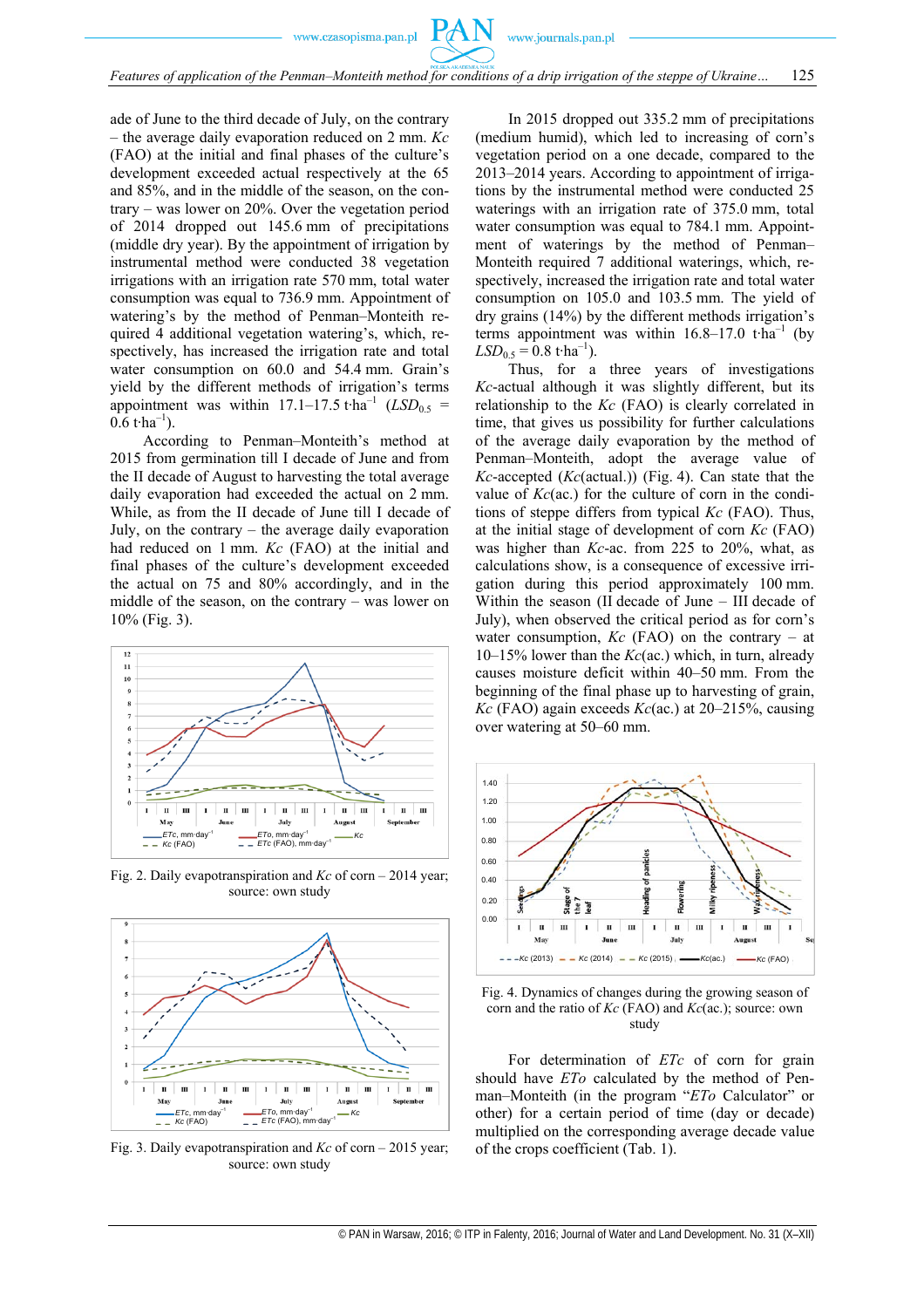ade of June to the third decade of July, on the contrary – the average daily evaporation reduced on 2 mm. *Kc* (FAO) at the initial and final phases of the culture's development exceeded actual respectively at the 65 and 85%, and in the middle of the season, on the contrary – was lower on 20%. Over the vegetation period of 2014 dropped out 145.6 mm of precipitations (middle dry year). By the appointment of irrigation by instrumental method were conducted 38 vegetation irrigations with an irrigation rate 570 mm, total water consumption was equal to 736.9 mm. Appointment of watering's by the method of Penman–Monteith required 4 additional vegetation watering's, which, respectively, has increased the irrigation rate and total water consumption on 60.0 and 54.4 mm. Grain's yield by the different methods of irrigation's terms appointment was within 17.1–17.5 t·ha$^{-1}$ ($LSD_{0.5}$ = 0.6 t·ha$^{-1}$).

According to Penman–Monteith's method at 2015 from germination till I decade of June and from the II decade of August to harvesting the total average daily evaporation had exceeded the actual on 2 mm. While, as from the II decade of June till I decade of July, on the contrary – the average daily evaporation had reduced on 1 mm. *Kc* (FAO) at the initial and final phases of the culture's development exceeded the actual on 75 and 80% accordingly, and in the middle of the season, on the contrary – was lower on 10% (Fig. 3).

Fig. 2. Daily evapotranspiration and *Kc* of corn – 2014 year; source: own study

Fig. 3. Daily evapotranspiration and *Kc* of corn – 2015 year; source: own study

In 2015 dropped out 335.2 mm of precipitations (medium humid), which led to increasing of corn's vegetation period on a one decade, compared to the 2013–2014 years. According to appointment of irrigations by the instrumental method were conducted 25 waterings with an irrigation rate of 375.0 mm, total water consumption was equal to 784.1 mm. Appointment of waterings by the method of Penman–Monteith required 7 additional waterings, which, respectively, increased the irrigation rate and total water consumption on 105.0 and 103.5 mm. The yield of dry grains (14%) by the different methods irrigation's terms appointment was within 16.8–17.0 t·ha$^{-1}$ (by $LSD_{0.5}$ = 0.8 t·ha$^{-1}$).

Thus, for a three years of investigations *Kc*-actual although it was slightly different, but its relationship to the *Kc* (FAO) is clearly correlated in time, that gives us possibility for further calculations of the average daily evaporation by the method of Penman–Monteith, adopt the average value of *Kc*-accepted (*Kc*(actual.)) (Fig. 4). Can state that the value of *Kc*(ac.) for the culture of corn in the conditions of steppe differs from typical *Kc* (FAO). Thus, at the initial stage of development of corn *Kc* (FAO) was higher than *Kc*-ac. from 225 to 20%, what, as calculations show, is a consequence of excessive irrigation during this period approximately 100 mm. Within the season (II decade of June – III decade of July), when observed the critical period as for corn's water consumption, *Kc* (FAO) on the contrary – at 10–15% lower than the *Kc*(ac.) which, in turn, already causes moisture deficit within 40–50 mm. From the beginning of the final phase up to harvesting of grain, *Kc* (FAO) again exceeds *Kc*(ac.) at 20–215%, causing over watering at 50–60 mm.

Fig. 4. Dynamics of changes during the growing season of corn and the ratio of *Kc* (FAO) and *Kc*(ac.); source: own study

For determination of *ETc* of corn for grain should have *ETo* calculated by the method of Penman–Monteith (in the program "*ETo* Calculator" or other) for a certain period of time (day or decade) multiplied on the corresponding average decade value of the crops coefficient (Tab. 1).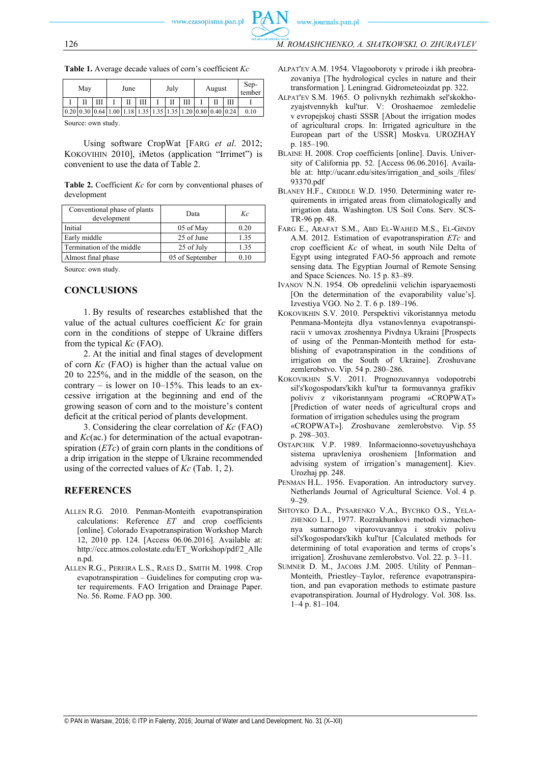**Table 1.** Average decade values of corn's coefficient *Kc*

| May | | | June | | | July | | | August | | | September |
|---|---|---|---|---|---|---|---|---|---|---|---|---|
| I | II | III | I | II | III | I | II | III | I | II | III | I |
| 0.20 | 0.30 | 0.64 | 1.00 | 1.18 | 1.35 | 1.35 | 1.35 | 1.20 | 0.80 | 0.40 | 0.24 | 0.10 |

Source: own study.

Using software CropWat [FARG *et al.* 2012; KOKOVIHIN 2010], iMetos (application "Irrimet") is convenient to use the data of Table 2.

**Table 2.** Coefficient *Kc* for corn by conventional phases of development

| Conventional phase of plants development | Data | *Kc* |
|---|---|---|
| Initial | 05 of May | 0.20 |
| Early middle | 25 of June | 1.35 |
| Termination of the middle | 25 of July | 1.35 |
| Almost final phase | 05 of September | 0.10 |

Source: own study.

## CONCLUSIONS

1. By results of researches established that the value of the actual cultures coefficient *Kc* for grain corn in the conditions of steppe of Ukraine differs from the typical *Kc* (FAO).

2. At the initial and final stages of development of corn *Kc* (FAO) is higher than the actual value on 20 to 225%, and in the middle of the season, on the contrary – is lower on 10–15%. This leads to an excessive irrigation at the beginning and end of the growing season of corn and to the moisture's content deficit at the critical period of plants development.

3. Considering the clear correlation of *Kc* (FAO) and *Kc*(ac.) for determination of the actual evapotranspiration (*ETc*) of grain corn plants in the conditions of a drip irrigation in the steppe of Ukraine recommended using of the corrected values of *Kc* (Tab. 1, 2).

## REFERENCES

ALLEN R.G. 2010. Penman-Monteith evapotranspiration calculations: Reference *ET* and crop coefficients [online]. Colorado Evapotranspiration Workshop March 12, 2010 pp. 124. [Access 06.06.2016]. Available at: http://ccc.atmos.colostate.edu/ET_Workshop/pdf/2_Allen.pd.

ALLEN R.G., PEREIRA L.S., RAES D., SMITH M. 1998. Crop evapotranspiration – Guidelines for computing crop water requirements. FAO Irrigation and Drainage Paper. No. 56. Rome. FAO pp. 300.

ALPAT'EV A.M. 1954. Vlagooboroty v prirode i ikh preobrazovaniya [The hydrological cycles in nature and their transformation ]. Leningrad. Gidrometeoizdat pp. 322.

ALPAT'EV S.M. 1965. O polivnykh rezhimakh sel'skokhozyajstvennykh kul'tur. V: Oroshaemoe zemledelie v evropejskoj chasti SSSR [About the irrigation modes of agricultural crops. In: Irrigated agriculture in the European part of the USSR] Moskva. UROZHAY p. 185–190.

BLAINE H. 2008. Crop coefficients [online]. Davis. University of California pp. 52. [Access 06.06.2016]. Available at: http://ucanr.edu/sites/irrigation_and_soils_/files/93370.pdf

BLANEY H.F., CRIDDLE W.D. 1950. Determining water requirements in irrigated areas from climatologically and irrigation data. Washington. US Soil Cons. Serv. SCS-TR-96 pp. 48.

FARG E., ARAFAT S.M., ABD EL-WAHED M.S., EL-GINDY A.M. 2012. Estimation of evapotranspiration *ETc* and crop coefficient *Kc* of wheat, in south Nile Delta of Egypt using integrated FAO-56 approach and remote sensing data. The Egyptian Journal of Remote Sensing and Space Sciences. No. 15 p. 83–89.

IVANOV N.N. 1954. Ob opredelinii velichin isparyaemosti [On the determination of the evaporability value's]. Izvestiya VGO. No 2. T. 6 p. 189–196.

KOKOVIKHIN S.V. 2010. Perspektivi vikoristannya metodu Penmana-Montejta dlya vstanovlennya evapotranspiracii v umovax zroshennya Pivdnya Ukraini [Prospects of using of the Penman-Monteith method for establishing of evapotranspiration in the conditions of irrigation on the South of Ukraine]. Zroshuvane zemlerobstvo. Vip. 54 p. 280–286.

KOKOVIKHIN S.V. 2011. Prognozuvannya vodopotrebi sil's'kogospodars'kikh kul'tur ta formuvannya grafikiv poliviv z vikoristannyam programi «CROPWAT» [Prediction of water needs of agricultural crops and formation of irrigation schedules using the program «CROPWAT»]. Zroshuvane zemlerobstvo. Vip. 55 p. 298–303.

OSTAPCHIK V.P. 1989. Informacionno-sovetuyushchaya sistema upravleniya orosheniem [Information and advising system of irrigation's management]. Kiev. Urozhaj pp. 248.

PENMAN H.L. 1956. Evaporation. An introductory survey. Netherlands Journal of Agricultural Science. Vol. 4 p. 9–29.

SHTOYKO D.A., PYSARENKO V.A., BYCHKO O.S., YELAZHENKO L.I., 1977. Rozrakhunkovi metodi viznachennya sumarnogo viparovuvannya i strokiv polivu sil's'kogospodars'kikh kul'tur [Calculated methods for determining of total evaporation and terms of crops's irrigation]. Zroshuvane zemlerobstvo. Vol. 22. p. 3–11.

SUMNER D. M., JACOBS J.M. 2005. Utility of Penman–Monteith, Priestley–Taylor, reference evapotranspiration, and pan evaporation methods to estimate pasture evapotranspiration. Journal of Hydrology. Vol. 308. Iss. 1–4 p. 81–104.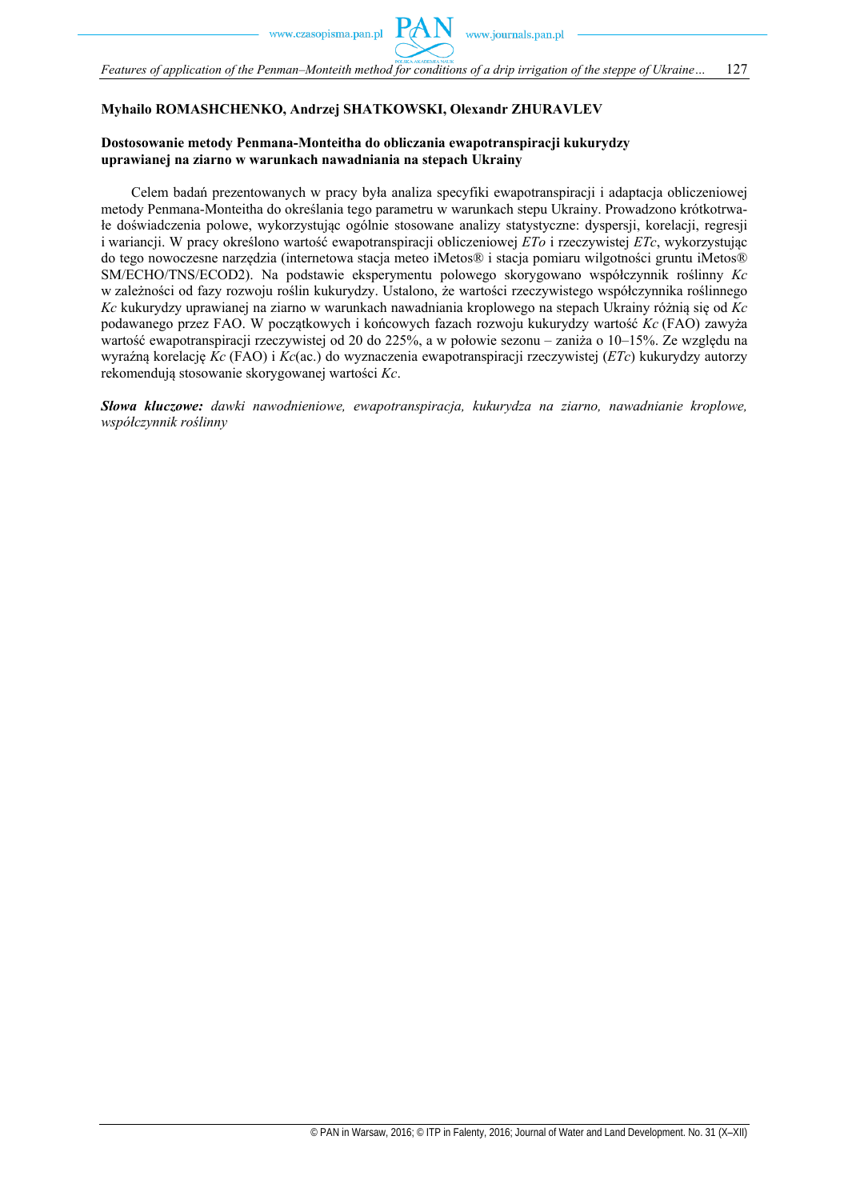**Myhailo ROMASHCHENKO, Andrzej SHATKOWSKI, Olexandr ZHURAVLEV**

**Dostosowanie metody Penmana-Monteitha do obliczania ewapotranspiracji kukurydzy uprawianej na ziarno w warunkach nawadniania na stepach Ukrainy**

Celem badań prezentowanych w pracy była analiza specyfiki ewapotranspiracji i adaptacja obliczeniowej metody Penmana-Monteitha do określania tego parametru w warunkach stepu Ukrainy. Prowadzono krótkotrwałe doświadczenia polowe, wykorzystując ogólnie stosowane analizy statystyczne: dyspersji, korelacji, regresji i wariancji. W pracy określono wartość ewapotranspiracji obliczeniowej *ETo* i rzeczywistej *ETc*, wykorzystując do tego nowoczesne narzędzia (internetowa stacja meteo iMetos® i stacja pomiaru wilgotności gruntu iMetos® SM/ECHO/TNS/ECOD2). Na podstawie eksperymentu polowego skorygowano współczynnik roślinny *Kc* w zależności od fazy rozwoju roślin kukurydzy. Ustalono, że wartości rzeczywistego współczynnika roślinnego *Kc* kukurydzy uprawianej na ziarno w warunkach nawadniania kroplowego na stepach Ukrainy różnią się od *Kc* podawanego przez FAO. W początkowych i końcowych fazach rozwoju kukurydzy wartość *Kc* (FAO) zawyża wartość ewapotranspiracji rzeczywistej od 20 do 225%, a w połowie sezonu – zaniża o 10–15%. Ze względu na wyraźną korelację *Kc* (FAO) i *Kc*(ac.) do wyznaczenia ewapotranspiracji rzeczywistej (*ETc*) kukurydzy autorzy rekomendują stosowanie skorygowanej wartości *Kc*.

***Słowa kluczowe:*** *dawki nawodnieniowe, ewapotranspiracja, kukurydza na ziarno, nawadnianie kroplowe, współczynnik roślinny*